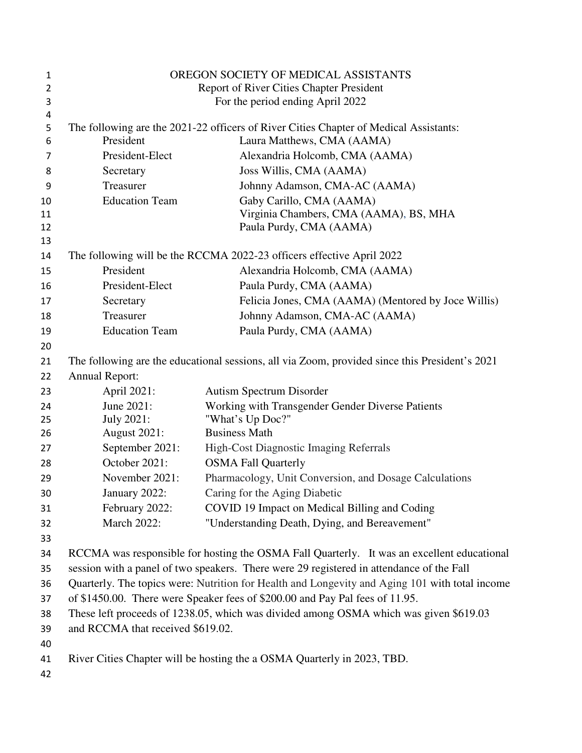OREGON SOCIETY OF MEDICAL ASSISTANTS
Report of River Cities Chapter President
For the period ending April 2022

The following are the 2021-22 officers of River Cities Chapter of Medical Assistants:

| | |
|---|---|
| President | Laura Matthews, CMA (AAMA) |
| President-Elect | Alexandria Holcomb, CMA (AAMA) |
| Secretary | Joss Willis, CMA (AAMA) |
| Treasurer | Johnny Adamson, CMA-AC (AAMA) |
| Education Team | Gaby Carillo, CMA (AAMA) |
| | Virginia Chambers, CMA (AAMA), BS, MHA |
| | Paula Purdy, CMA (AAMA) |

The following will be the RCCMA 2022-23 officers effective April 2022

| | |
|---|---|
| President | Alexandria Holcomb, CMA (AAMA) |
| President-Elect | Paula Purdy, CMA (AAMA) |
| Secretary | Felicia Jones, CMA (AAMA) (Mentored by Joce Willis) |
| Treasurer | Johnny Adamson, CMA-AC (AAMA) |
| Education Team | Paula Purdy, CMA (AAMA) |

The following are the educational sessions, all via Zoom, provided since this President's 2021 Annual Report:

| | |
|---|---|
| April 2021: | Autism Spectrum Disorder |
| June 2021: | Working with Transgender Gender Diverse Patients |
| July 2021: | "What's Up Doc?" |
| August 2021: | Business Math |
| September 2021: | High-Cost Diagnostic Imaging Referrals |
| October 2021: | OSMA Fall Quarterly |
| November 2021: | Pharmacology, Unit Conversion, and Dosage Calculations |
| January 2022: | Caring for the Aging Diabetic |
| February 2022: | COVID 19 Impact on Medical Billing and Coding |
| March 2022: | "Understanding Death, Dying, and Bereavement" |

RCCMA was responsible for hosting the OSMA Fall Quarterly. It was an excellent educational session with a panel of two speakers. There were 29 registered in attendance of the Fall Quarterly. The topics were: Nutrition for Health and Longevity and Aging 101 with total income of $1450.00. There were Speaker fees of $200.00 and Pay Pal fees of 11.95. These left proceeds of 1238.05, which was divided among OSMA which was given $619.03 and RCCMA that received $619.02.

River Cities Chapter will be hosting the a OSMA Quarterly in 2023, TBD.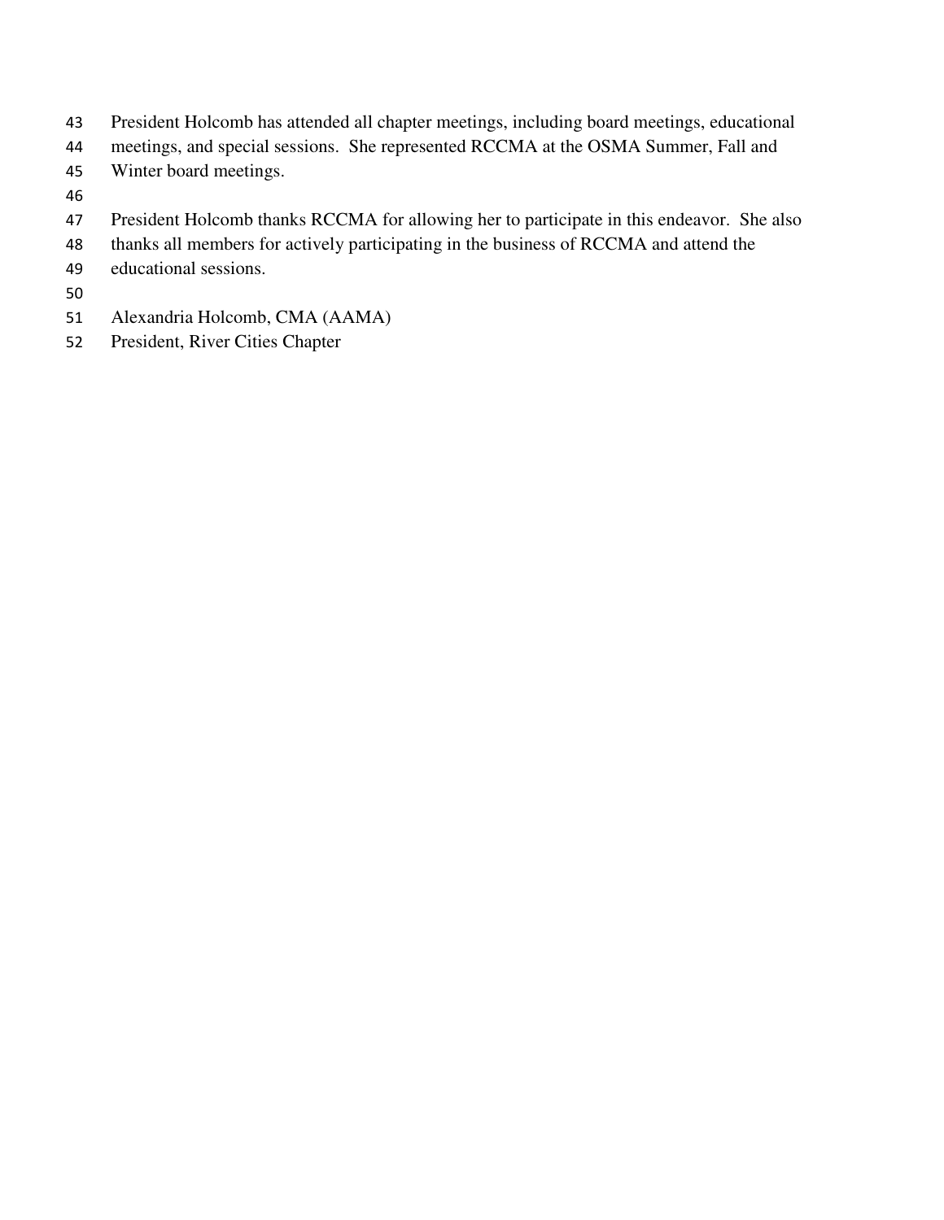President Holcomb has attended all chapter meetings, including board meetings, educational meetings, and special sessions.  She represented RCCMA at the OSMA Summer, Fall and Winter board meetings.

President Holcomb thanks RCCMA for allowing her to participate in this endeavor.  She also thanks all members for actively participating in the business of RCCMA and attend the educational sessions.

Alexandria Holcomb, CMA (AAMA)
President, River Cities Chapter